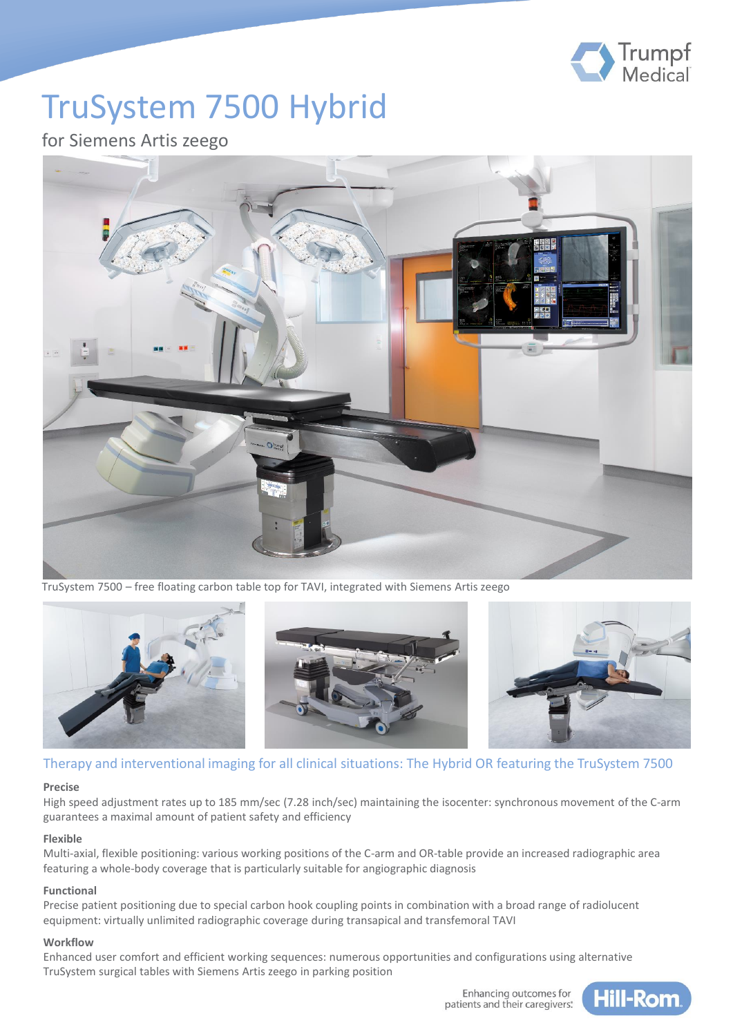# TruSystem 7500 Hybrid

for Siemens Artis zeego

TruSystem 7500 – free floating carbon table top for TAVI, integrated with Siemens Artis zeego

## Therapy and interventional imaging for all clinical situations: The Hybrid OR featuring the TruSystem 7500

**Precise**

High speed adjustment rates up to 185 mm/sec (7.28 inch/sec) maintaining the isocenter: synchronous movement of the C-arm guarantees a maximal amount of patient safety and efficiency

**Flexible**

Multi-axial, flexible positioning: various working positions of the C-arm and OR-table provide an increased radiographic area featuring a whole-body coverage that is particularly suitable for angiographic diagnosis

**Functional**

Precise patient positioning due to special carbon hook coupling points in combination with a broad range of radiolucent equipment: virtually unlimited radiographic coverage during transapical and transfemoral TAVI

**Workflow**

Enhanced user comfort and efficient working sequences: numerous opportunities and configurations using alternative TruSystem surgical tables with Siemens Artis zeego in parking position

Enhancing outcomes for patients and their caregivers.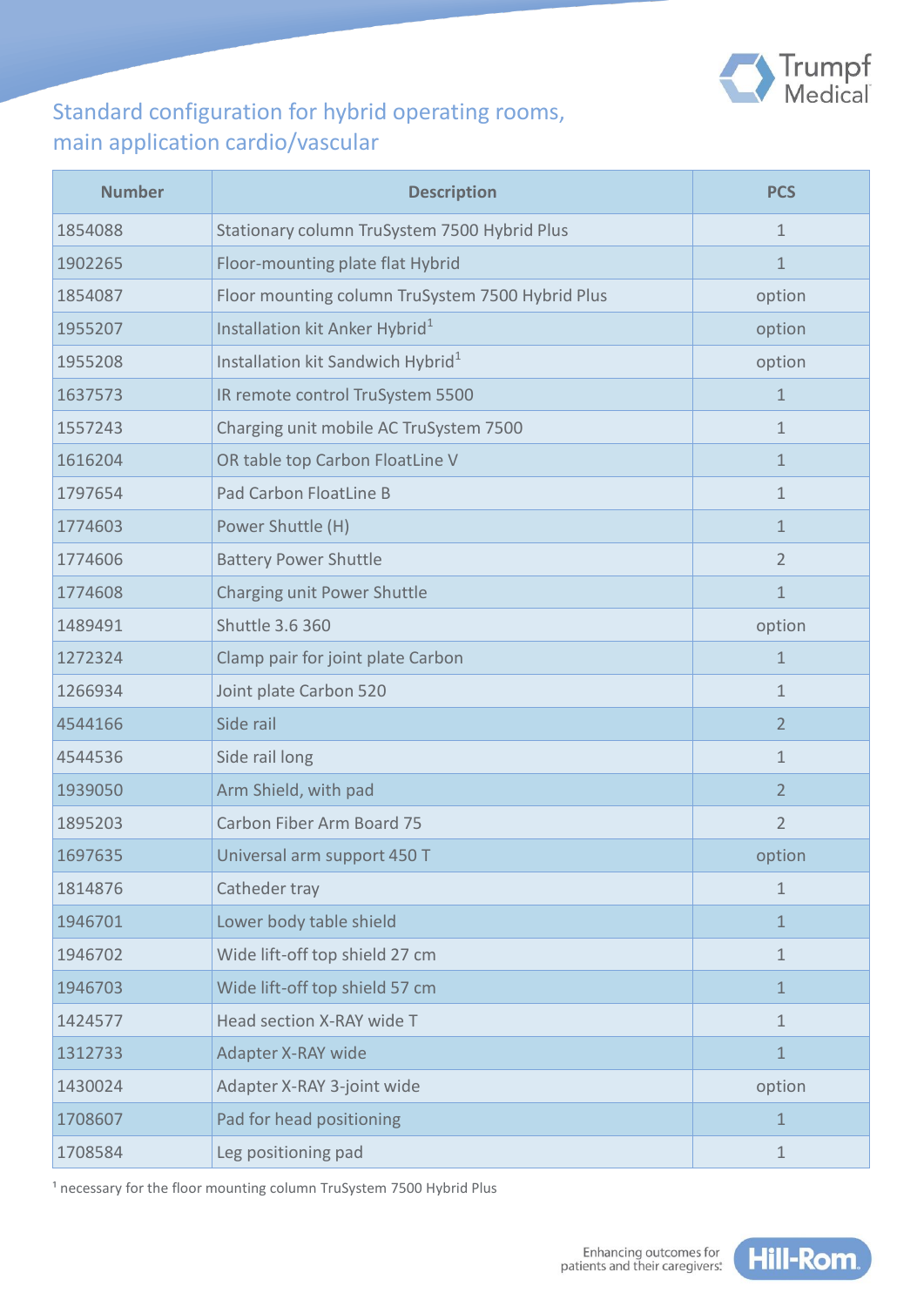## Standard configuration for hybrid operating rooms, main application cardio/vascular

| Number | Description | PCS |
|---|---|---|
| 1854088 | Stationary column TruSystem 7500 Hybrid Plus | 1 |
| 1902265 | Floor-mounting plate flat Hybrid | 1 |
| 1854087 | Floor mounting column TruSystem 7500 Hybrid Plus | option |
| 1955207 | Installation kit Anker Hybrid[1] | option |
| 1955208 | Installation kit Sandwich Hybrid[1] | option |
| 1637573 | IR remote control TruSystem 5500 | 1 |
| 1557243 | Charging unit mobile AC TruSystem 7500 | 1 |
| 1616204 | OR table top Carbon FloatLine V | 1 |
| 1797654 | Pad Carbon FloatLine B | 1 |
| 1774603 | Power Shuttle (H) | 1 |
| 1774606 | Battery Power Shuttle | 2 |
| 1774608 | Charging unit Power Shuttle | 1 |
| 1489491 | Shuttle 3.6 360 | option |
| 1272324 | Clamp pair for joint plate Carbon | 1 |
| 1266934 | Joint plate Carbon 520 | 1 |
| 4544166 | Side rail | 2 |
| 4544536 | Side rail long | 1 |
| 1939050 | Arm Shield, with pad | 2 |
| 1895203 | Carbon Fiber Arm Board 75 | 2 |
| 1697635 | Universal arm support 450 T | option |
| 1814876 | Catheder tray | 1 |
| 1946701 | Lower body table shield | 1 |
| 1946702 | Wide lift-off top shield 27 cm | 1 |
| 1946703 | Wide lift-off top shield 57 cm | 1 |
| 1424577 | Head section X-RAY wide T | 1 |
| 1312733 | Adapter X-RAY wide | 1 |
| 1430024 | Adapter X-RAY 3-joint wide | option |
| 1708607 | Pad for head positioning | 1 |
| 1708584 | Leg positioning pad | 1 |

[1] necessary for the floor mounting column TruSystem 7500 Hybrid Plus

Enhancing outcomes for patients and their caregivers.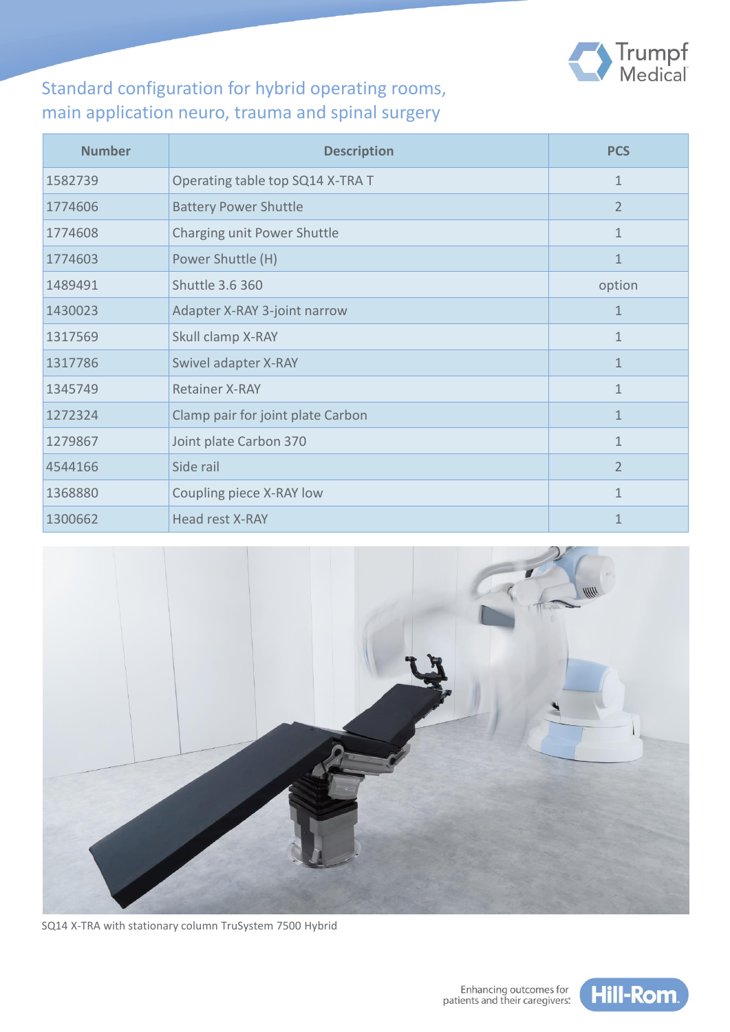## Standard configuration for hybrid operating rooms, main application neuro, trauma and spinal surgery

| Number | Description | PCS |
|---|---|---|
| 1582739 | Operating table top SQ14 X-TRA T | 1 |
| 1774606 | Battery Power Shuttle | 2 |
| 1774608 | Charging unit Power Shuttle | 1 |
| 1774603 | Power Shuttle (H) | 1 |
| 1489491 | Shuttle 3.6 360 | option |
| 1430023 | Adapter X-RAY 3-joint narrow | 1 |
| 1317569 | Skull clamp X-RAY | 1 |
| 1317786 | Swivel adapter X-RAY | 1 |
| 1345749 | Retainer X-RAY | 1 |
| 1272324 | Clamp pair for joint plate Carbon | 1 |
| 1279867 | Joint plate Carbon 370 | 1 |
| 4544166 | Side rail | 2 |
| 1368880 | Coupling piece X-RAY low | 1 |
| 1300662 | Head rest X-RAY | 1 |

SQ14 X-TRA with stationary column TruSystem 7500 Hybrid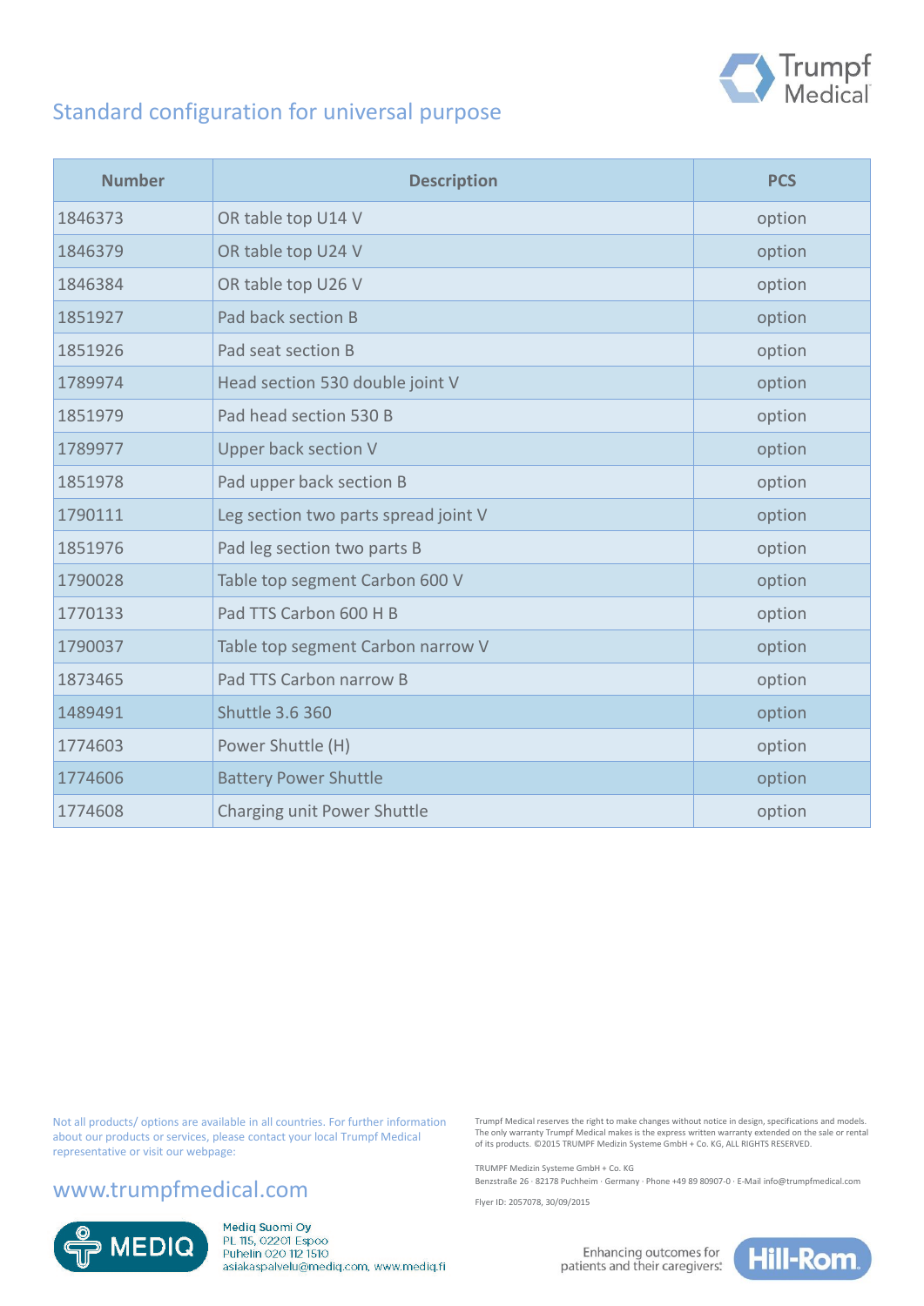## Standard configuration for universal purpose

| Number | Description | PCS |
|---|---|---|
| 1846373 | OR table top U14 V | option |
| 1846379 | OR table top U24 V | option |
| 1846384 | OR table top U26 V | option |
| 1851927 | Pad back section B | option |
| 1851926 | Pad seat section B | option |
| 1789974 | Head section 530 double joint V | option |
| 1851979 | Pad head section 530 B | option |
| 1789977 | Upper back section V | option |
| 1851978 | Pad upper back section B | option |
| 1790111 | Leg section two parts spread joint V | option |
| 1851976 | Pad leg section two parts B | option |
| 1790028 | Table top segment Carbon 600 V | option |
| 1770133 | Pad TTS Carbon 600 H B | option |
| 1790037 | Table top segment Carbon narrow V | option |
| 1873465 | Pad TTS Carbon narrow B | option |
| 1489491 | Shuttle 3.6 360 | option |
| 1774603 | Power Shuttle (H) | option |
| 1774606 | Battery Power Shuttle | option |
| 1774608 | Charging unit Power Shuttle | option |

Not all products/ options are available in all countries. For further information about our products or services, please contact your local Trumpf Medical representative or visit our webpage:

www.trumpfmedical.com

Trumpf Medical reserves the right to make changes without notice in design, specifications and models. The only warranty Trumpf Medical makes is the express written warranty extended on the sale or rental of its products. ©2015 TRUMPF Medizin Systeme GmbH + Co. KG, ALL RIGHTS RESERVED.

TRUMPF Medizin Systeme GmbH + Co. KG
Benzstraße 26 · 82178 Puchheim · Germany · Phone +49 89 80907-0 · E-Mail info@trumpfmedical.com

Flyer ID: 2057078, 30/09/2015

Mediq Suomi Oy
PL 115, 02201 Espoo
Puhelin 020 112 1510
asiakaspalvelu@mediq.com, www.mediq.fi

Enhancing outcomes for patients and their caregivers.